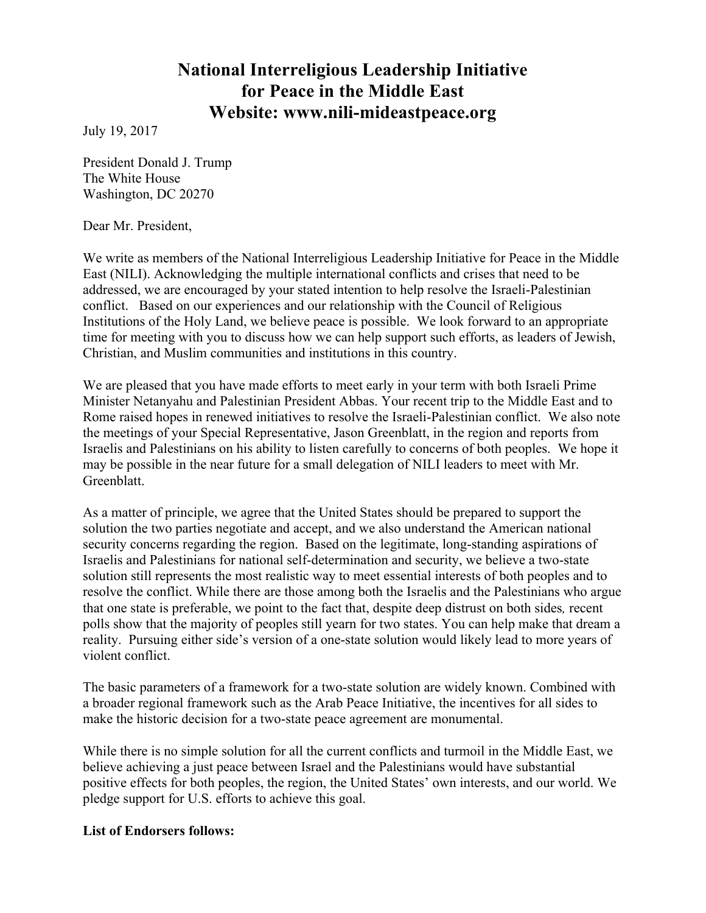# National Interreligious Leadership Initiative for Peace in the Middle East

**Website: www.nili-mideastpeace.org**

July 19, 2017

President Donald J. Trump
The White House
Washington, DC 20270

Dear Mr. President,

We write as members of the National Interreligious Leadership Initiative for Peace in the Middle East (NILI). Acknowledging the multiple international conflicts and crises that need to be addressed, we are encouraged by your stated intention to help resolve the Israeli-Palestinian conflict. Based on our experiences and our relationship with the Council of Religious Institutions of the Holy Land, we believe peace is possible. We look forward to an appropriate time for meeting with you to discuss how we can help support such efforts, as leaders of Jewish, Christian, and Muslim communities and institutions in this country.

We are pleased that you have made efforts to meet early in your term with both Israeli Prime Minister Netanyahu and Palestinian President Abbas. Your recent trip to the Middle East and to Rome raised hopes in renewed initiatives to resolve the Israeli-Palestinian conflict. We also note the meetings of your Special Representative, Jason Greenblatt, in the region and reports from Israelis and Palestinians on his ability to listen carefully to concerns of both peoples. We hope it may be possible in the near future for a small delegation of NILI leaders to meet with Mr. Greenblatt.

As a matter of principle, we agree that the United States should be prepared to support the solution the two parties negotiate and accept, and we also understand the American national security concerns regarding the region. Based on the legitimate, long-standing aspirations of Israelis and Palestinians for national self-determination and security, we believe a two-state solution still represents the most realistic way to meet essential interests of both peoples and to resolve the conflict. While there are those among both the Israelis and the Palestinians who argue that one state is preferable, we point to the fact that, despite deep distrust on both sides, recent polls show that the majority of peoples still yearn for two states. You can help make that dream a reality. Pursuing either side's version of a one-state solution would likely lead to more years of violent conflict.

The basic parameters of a framework for a two-state solution are widely known. Combined with a broader regional framework such as the Arab Peace Initiative, the incentives for all sides to make the historic decision for a two-state peace agreement are monumental.

While there is no simple solution for all the current conflicts and turmoil in the Middle East, we believe achieving a just peace between Israel and the Palestinians would have substantial positive effects for both peoples, the region, the United States' own interests, and our world. We pledge support for U.S. efforts to achieve this goal.

**List of Endorsers follows:**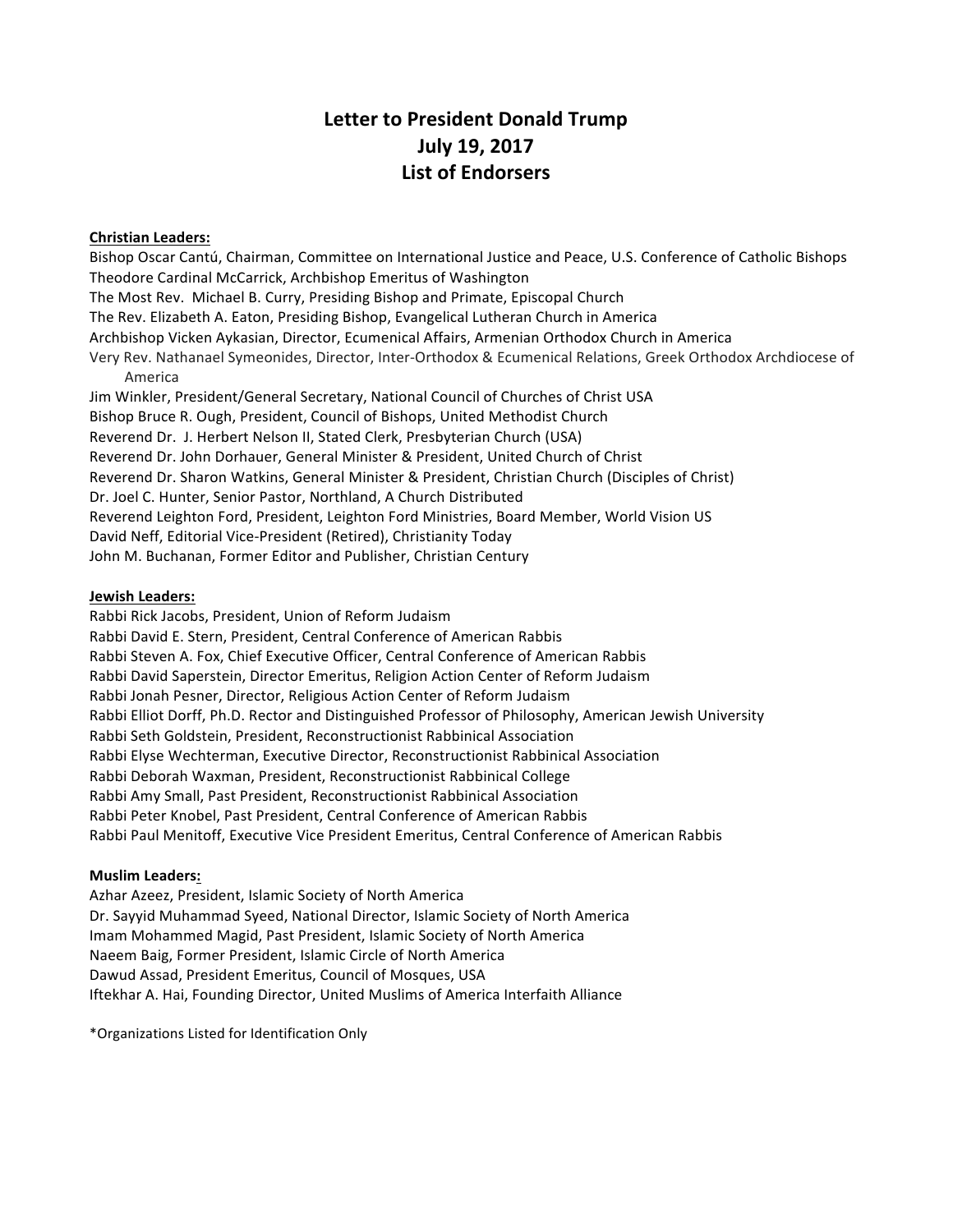# Letter to President Donald Trump
# July 19, 2017
# List of Endorsers

**Christian Leaders:**

Bishop Oscar Cantú, Chairman, Committee on International Justice and Peace, U.S. Conference of Catholic Bishops
Theodore Cardinal McCarrick, Archbishop Emeritus of Washington
The Most Rev. Michael B. Curry, Presiding Bishop and Primate, Episcopal Church
The Rev. Elizabeth A. Eaton, Presiding Bishop, Evangelical Lutheran Church in America
Archbishop Vicken Aykasian, Director, Ecumenical Affairs, Armenian Orthodox Church in America
Very Rev. Nathanael Symeonides, Director, Inter-Orthodox & Ecumenical Relations, Greek Orthodox Archdiocese of America
Jim Winkler, President/General Secretary, National Council of Churches of Christ USA
Bishop Bruce R. Ough, President, Council of Bishops, United Methodist Church
Reverend Dr. J. Herbert Nelson II, Stated Clerk, Presbyterian Church (USA)
Reverend Dr. John Dorhauer, General Minister & President, United Church of Christ
Reverend Dr. Sharon Watkins, General Minister & President, Christian Church (Disciples of Christ)
Dr. Joel C. Hunter, Senior Pastor, Northland, A Church Distributed
Reverend Leighton Ford, President, Leighton Ford Ministries, Board Member, World Vision US
David Neff, Editorial Vice-President (Retired), Christianity Today
John M. Buchanan, Former Editor and Publisher, Christian Century

**Jewish Leaders:**

Rabbi Rick Jacobs, President, Union of Reform Judaism
Rabbi David E. Stern, President, Central Conference of American Rabbis
Rabbi Steven A. Fox, Chief Executive Officer, Central Conference of American Rabbis
Rabbi David Saperstein, Director Emeritus, Religion Action Center of Reform Judaism
Rabbi Jonah Pesner, Director, Religious Action Center of Reform Judaism
Rabbi Elliot Dorff, Ph.D. Rector and Distinguished Professor of Philosophy, American Jewish University
Rabbi Seth Goldstein, President, Reconstructionist Rabbinical Association
Rabbi Elyse Wechterman, Executive Director, Reconstructionist Rabbinical Association
Rabbi Deborah Waxman, President, Reconstructionist Rabbinical College
Rabbi Amy Small, Past President, Reconstructionist Rabbinical Association
Rabbi Peter Knobel, Past President, Central Conference of American Rabbis
Rabbi Paul Menitoff, Executive Vice President Emeritus, Central Conference of American Rabbis

**Muslim Leaders:**

Azhar Azeez, President, Islamic Society of North America
Dr. Sayyid Muhammad Syeed, National Director, Islamic Society of North America
Imam Mohammed Magid, Past President, Islamic Society of North America
Naeem Baig, Former President, Islamic Circle of North America
Dawud Assad, President Emeritus, Council of Mosques, USA
Iftekhar A. Hai, Founding Director, United Muslims of America Interfaith Alliance

*Organizations Listed for Identification Only